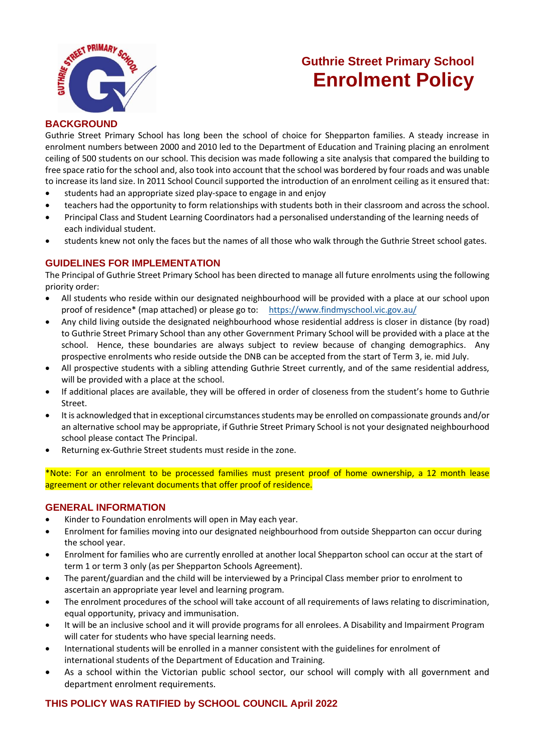# Guthrie Street Primary School
# Enrolment Policy

## BACKGROUND

Guthrie Street Primary School has long been the school of choice for Shepparton families. A steady increase in enrolment numbers between 2000 and 2010 led to the Department of Education and Training placing an enrolment ceiling of 500 students on our school. This decision was made following a site analysis that compared the building to free space ratio for the school and, also took into account that the school was bordered by four roads and was unable to increase its land size. In 2011 School Council supported the introduction of an enrolment ceiling as it ensured that:

- students had an appropriate sized play-space to engage in and enjoy
- teachers had the opportunity to form relationships with students both in their classroom and across the school.
- Principal Class and Student Learning Coordinators had a personalised understanding of the learning needs of each individual student.
- students knew not only the faces but the names of all those who walk through the Guthrie Street school gates.

## GUIDELINES FOR IMPLEMENTATION

The Principal of Guthrie Street Primary School has been directed to manage all future enrolments using the following priority order:

- All students who reside within our designated neighbourhood will be provided with a place at our school upon proof of residence* (map attached) or please go to: https://www.findmyschool.vic.gov.au/
- Any child living outside the designated neighbourhood whose residential address is closer in distance (by road) to Guthrie Street Primary School than any other Government Primary School will be provided with a place at the school. Hence, these boundaries are always subject to review because of changing demographics. Any prospective enrolments who reside outside the DNB can be accepted from the start of Term 3, ie. mid July.
- All prospective students with a sibling attending Guthrie Street currently, and of the same residential address, will be provided with a place at the school.
- If additional places are available, they will be offered in order of closeness from the student's home to Guthrie Street.
- It is acknowledged that in exceptional circumstances students may be enrolled on compassionate grounds and/or an alternative school may be appropriate, if Guthrie Street Primary School is not your designated neighbourhood school please contact The Principal.
- Returning ex-Guthrie Street students must reside in the zone.

*Note: For an enrolment to be processed families must present proof of home ownership, a 12 month lease agreement or other relevant documents that offer proof of residence.

## GENERAL INFORMATION

- Kinder to Foundation enrolments will open in May each year.
- Enrolment for families moving into our designated neighbourhood from outside Shepparton can occur during the school year.
- Enrolment for families who are currently enrolled at another local Shepparton school can occur at the start of term 1 or term 3 only (as per Shepparton Schools Agreement).
- The parent/guardian and the child will be interviewed by a Principal Class member prior to enrolment to ascertain an appropriate year level and learning program.
- The enrolment procedures of the school will take account of all requirements of laws relating to discrimination, equal opportunity, privacy and immunisation.
- It will be an inclusive school and it will provide programs for all enrolees. A Disability and Impairment Program will cater for students who have special learning needs.
- International students will be enrolled in a manner consistent with the guidelines for enrolment of international students of the Department of Education and Training.
- As a school within the Victorian public school sector, our school will comply with all government and department enrolment requirements.

## THIS POLICY WAS RATIFIED by SCHOOL COUNCIL April 2022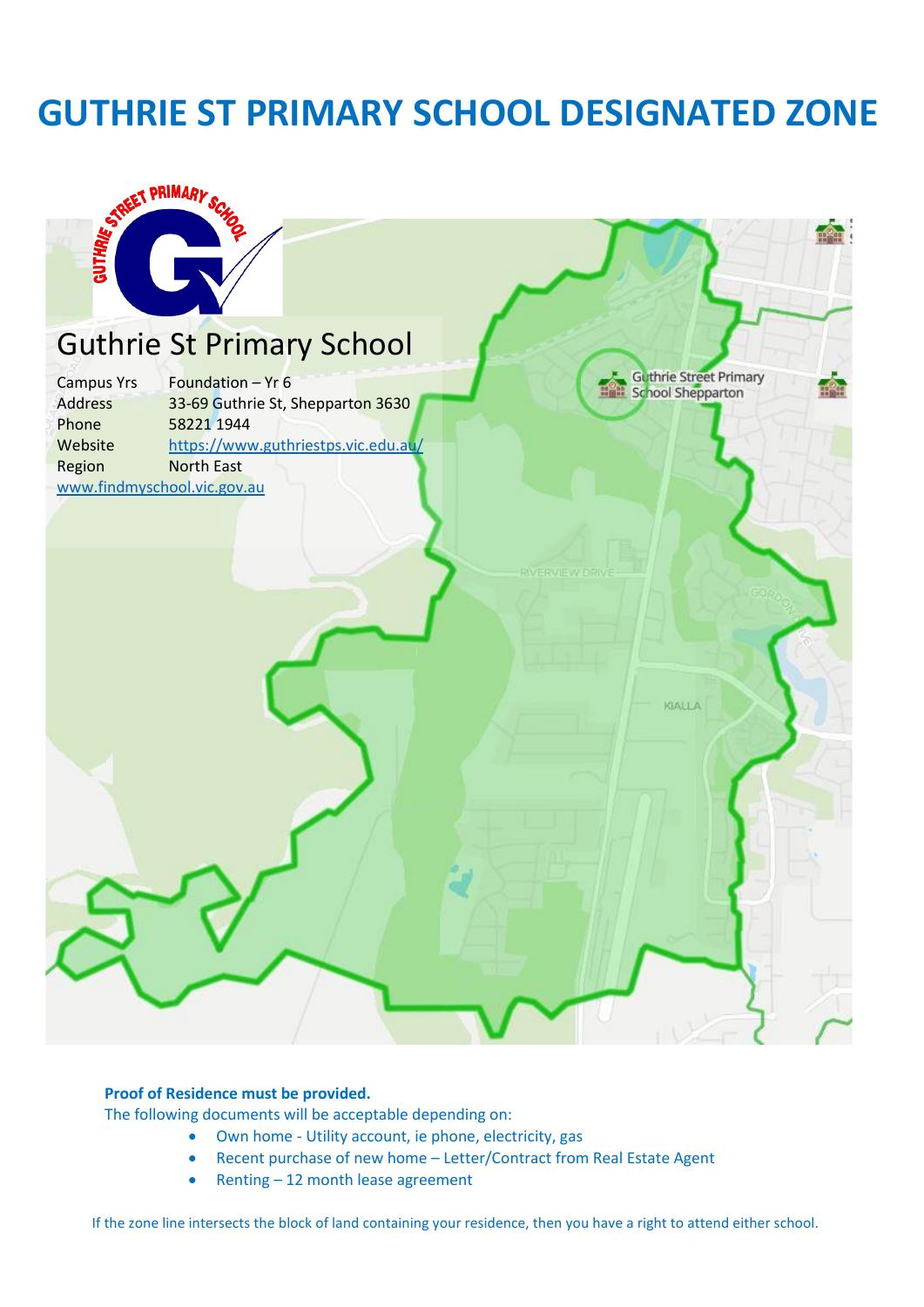# GUTHRIE ST PRIMARY SCHOOL DESIGNATED ZONE

Guthrie St Primary School

| | |
|---|---|
| Campus Yrs | Foundation – Yr 6 |
| Address | 33-69 Guthrie St, Shepparton 3630 |
| Phone | 58221 1944 |
| Website | https://www.guthriestps.vic.edu.au/ |
| Region | North East |

www.findmyschool.vic.gov.au

Guthrie Street Primary School Shepparton

RIVERVIEW DRIVE

GORDONS DRIVE

KIALLA

**Proof of Residence must be provided.**

The following documents will be acceptable depending on:

- Own home - Utility account, ie phone, electricity, gas
- Recent purchase of new home – Letter/Contract from Real Estate Agent
- Renting – 12 month lease agreement

If the zone line intersects the block of land containing your residence, then you have a right to attend either school.